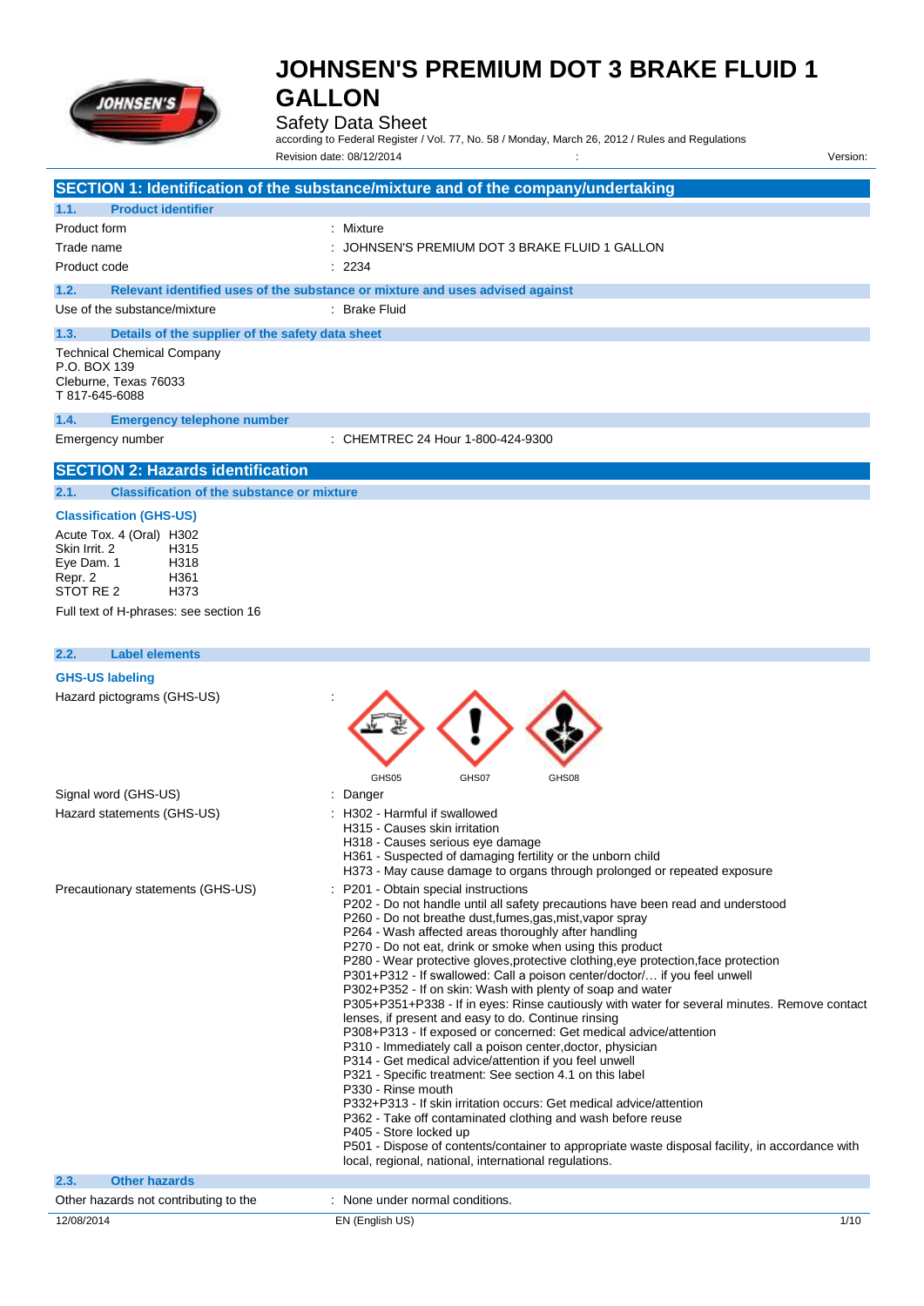# JOHNSEN'S PREMIUM DOT 3 BRAKE FLUID 1 GALLON

Safety Data Sheet

according to Federal Register / Vol. 77, No. 58 / Monday, March 26, 2012 / Rules and Regulations

Revision date: 08/12/2014 : Version:

## SECTION 1: Identification of the substance/mixture and of the company/undertaking

### 1.1. Product identifier

| | |
|---|---|
| Product form | : Mixture |
| Trade name | : JOHNSEN'S PREMIUM DOT 3 BRAKE FLUID 1 GALLON |
| Product code | : 2234 |

### 1.2. Relevant identified uses of the substance or mixture and uses advised against

| | |
|---|---|
| Use of the substance/mixture | : Brake Fluid |

### 1.3. Details of the supplier of the safety data sheet

Technical Chemical Company
P.O. BOX 139
Cleburne, Texas 76033
T 817-645-6088

### 1.4. Emergency telephone number

| | |
|---|---|
| Emergency number | : CHEMTREC 24 Hour 1-800-424-9300 |

## SECTION 2: Hazards identification

### 2.1. Classification of the substance or mixture

**Classification (GHS-US)**

| | |
|---|---|
| Acute Tox. 4 (Oral) | H302 |
| Skin Irrit. 2 | H315 |
| Eye Dam. 1 | H318 |
| Repr. 2 | H361 |
| STOT RE 2 | H373 |

Full text of H-phrases: see section 16

### 2.2. Label elements

**GHS-US labeling**

Hazard pictograms (GHS-US) :

GHS05 GHS07 GHS08

Signal word (GHS-US) : Danger

Hazard statements (GHS-US) :
- H302 - Harmful if swallowed
- H315 - Causes skin irritation
- H318 - Causes serious eye damage
- H361 - Suspected of damaging fertility or the unborn child
- H373 - May cause damage to organs through prolonged or repeated exposure

Precautionary statements (GHS-US) :
- P201 - Obtain special instructions
- P202 - Do not handle until all safety precautions have been read and understood
- P260 - Do not breathe dust,fumes,gas,mist,vapor spray
- P264 - Wash affected areas thoroughly after handling
- P270 - Do not eat, drink or smoke when using this product
- P280 - Wear protective gloves,protective clothing,eye protection,face protection
- P301+P312 - If swallowed: Call a poison center/doctor/… if you feel unwell
- P302+P352 - If on skin: Wash with plenty of soap and water
- P305+P351+P338 - If in eyes: Rinse cautiously with water for several minutes. Remove contact lenses, if present and easy to do. Continue rinsing
- P308+P313 - If exposed or concerned: Get medical advice/attention
- P310 - Immediately call a poison center,doctor, physician
- P314 - Get medical advice/attention if you feel unwell
- P321 - Specific treatment: See section 4.1 on this label
- P330 - Rinse mouth
- P332+P313 - If skin irritation occurs: Get medical advice/attention
- P362 - Take off contaminated clothing and wash before reuse
- P405 - Store locked up
- P501 - Dispose of contents/container to appropriate waste disposal facility, in accordance with local, regional, national, international regulations.

### 2.3. Other hazards

| | |
|---|---|
| Other hazards not contributing to the | : None under normal conditions. |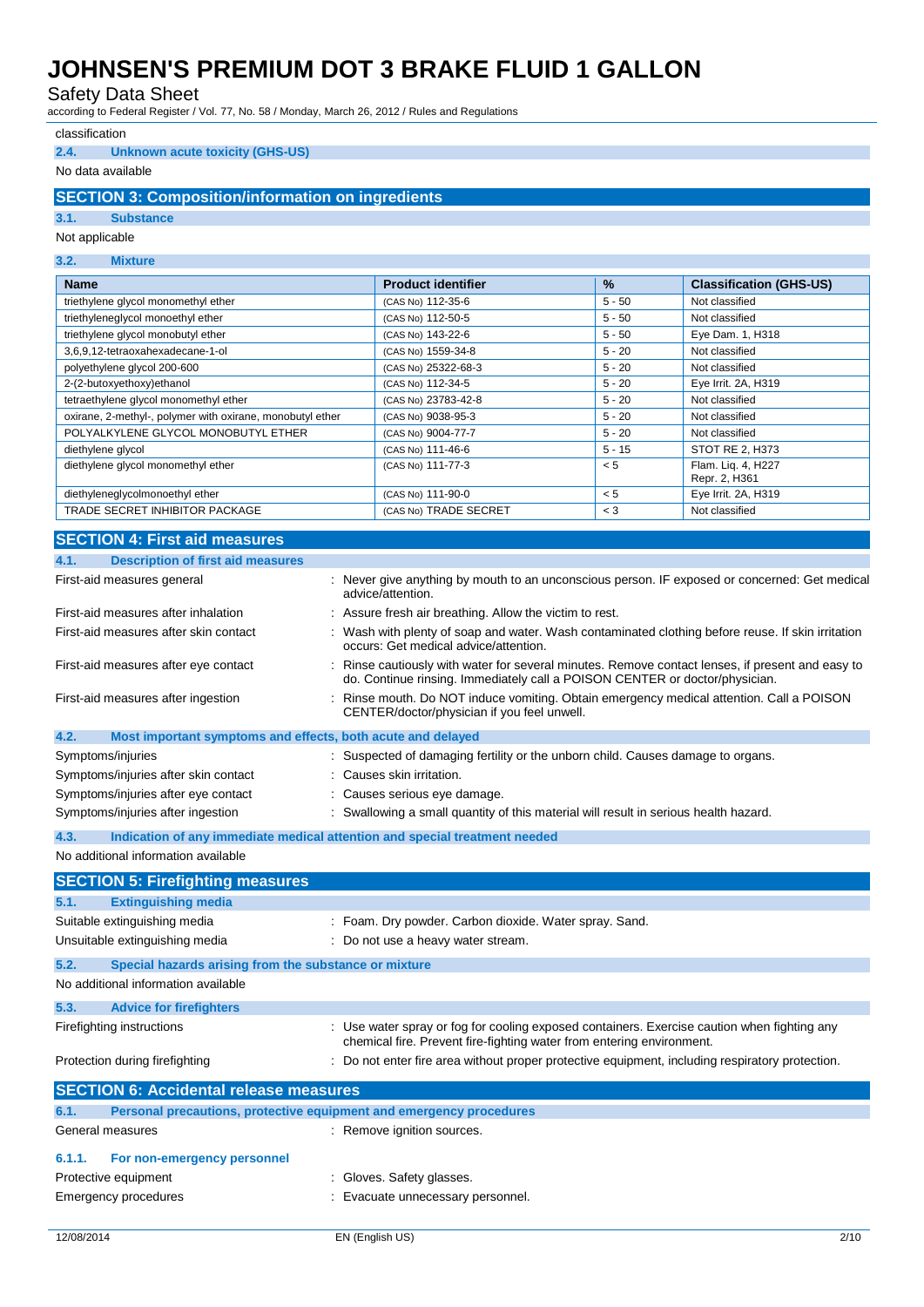classification

### 2.4. Unknown acute toxicity (GHS-US)

No data available

## SECTION 3: Composition/information on ingredients

### 3.1. Substance

Not applicable

### 3.2. Mixture

| Name | Product identifier | % | Classification (GHS-US) |
|---|---|---|---|
| triethylene glycol monomethyl ether | (CAS No) 112-35-6 | 5 - 50 | Not classified |
| triethyleneglycol monoethyl ether | (CAS No) 112-50-5 | 5 - 50 | Not classified |
| triethylene glycol monobutyl ether | (CAS No) 143-22-6 | 5 - 50 | Eye Dam. 1, H318 |
| 3,6,9,12-tetraoxahexadecane-1-ol | (CAS No) 1559-34-8 | 5 - 20 | Not classified |
| polyethylene glycol 200-600 | (CAS No) 25322-68-3 | 5 - 20 | Not classified |
| 2-(2-butoxyethoxy)ethanol | (CAS No) 112-34-5 | 5 - 20 | Eye Irrit. 2A, H319 |
| tetraethylene glycol monomethyl ether | (CAS No) 23783-42-8 | 5 - 20 | Not classified |
| oxirane, 2-methyl-, polymer with oxirane, monobutyl ether | (CAS No) 9038-95-3 | 5 - 20 | Not classified |
| POLYALKYLENE GLYCOL MONOBUTYL ETHER | (CAS No) 9004-77-7 | 5 - 20 | Not classified |
| diethylene glycol | (CAS No) 111-46-6 | 5 - 15 | STOT RE 2, H373 |
| diethylene glycol monomethyl ether | (CAS No) 111-77-3 | < 5 | Flam. Liq. 4, H227 Repr. 2, H361 |
| diethyleneglycolmonoethyl ether | (CAS No) 111-90-0 | < 5 | Eye Irrit. 2A, H319 |
| TRADE SECRET INHIBITOR PACKAGE | (CAS No) TRADE SECRET | < 3 | Not classified |

## SECTION 4: First aid measures

### 4.1. Description of first aid measures

First-aid measures general : Never give anything by mouth to an unconscious person. IF exposed or concerned: Get medical advice/attention.

First-aid measures after inhalation : Assure fresh air breathing. Allow the victim to rest.

First-aid measures after skin contact : Wash with plenty of soap and water. Wash contaminated clothing before reuse. If skin irritation occurs: Get medical advice/attention.

First-aid measures after eye contact : Rinse cautiously with water for several minutes. Remove contact lenses, if present and easy to do. Continue rinsing. Immediately call a POISON CENTER or doctor/physician.

First-aid measures after ingestion : Rinse mouth. Do NOT induce vomiting. Obtain emergency medical attention. Call a POISON CENTER/doctor/physician if you feel unwell.

### 4.2. Most important symptoms and effects, both acute and delayed

Symptoms/injuries : Suspected of damaging fertility or the unborn child. Causes damage to organs.

Symptoms/injuries after skin contact : Causes skin irritation.

Symptoms/injuries after eye contact : Causes serious eye damage.

Symptoms/injuries after ingestion : Swallowing a small quantity of this material will result in serious health hazard.

### 4.3. Indication of any immediate medical attention and special treatment needed

No additional information available

## SECTION 5: Firefighting measures

### 5.1. Extinguishing media

Suitable extinguishing media : Foam. Dry powder. Carbon dioxide. Water spray. Sand.

Unsuitable extinguishing media : Do not use a heavy water stream.

### 5.2. Special hazards arising from the substance or mixture

No additional information available

### 5.3. Advice for firefighters

Firefighting instructions : Use water spray or fog for cooling exposed containers. Exercise caution when fighting any chemical fire. Prevent fire-fighting water from entering environment.

Protection during firefighting : Do not enter fire area without proper protective equipment, including respiratory protection.

## SECTION 6: Accidental release measures

### 6.1. Personal precautions, protective equipment and emergency procedures

General measures : Remove ignition sources.

#### 6.1.1. For non-emergency personnel

Protective equipment : Gloves. Safety glasses.

Emergency procedures : Evacuate unnecessary personnel.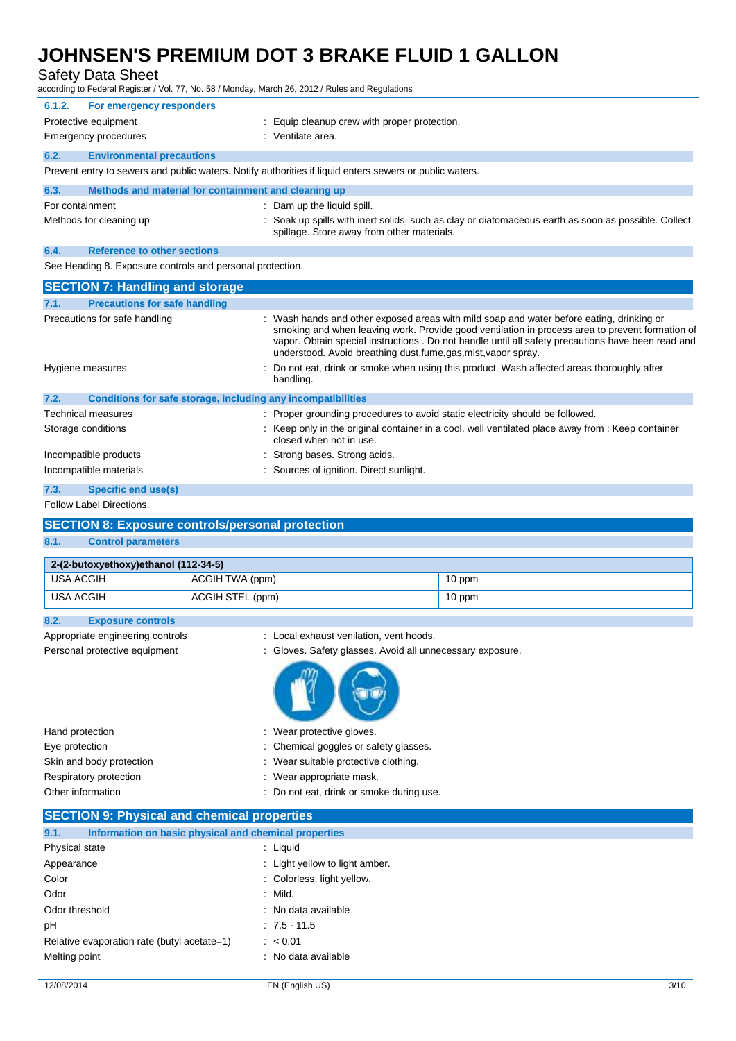#### 6.1.2. For emergency responders

| | |
|---|---|
| Protective equipment | : Equip cleanup crew with proper protection. |
| Emergency procedures | : Ventilate area. |

### 6.2. Environmental precautions

Prevent entry to sewers and public waters. Notify authorities if liquid enters sewers or public waters.

### 6.3. Methods and material for containment and cleaning up

| | |
|---|---|
| For containment | : Dam up the liquid spill. |
| Methods for cleaning up | : Soak up spills with inert solids, such as clay or diatomaceous earth as soon as possible. Collect spillage. Store away from other materials. |

### 6.4. Reference to other sections

See Heading 8. Exposure controls and personal protection.

## SECTION 7: Handling and storage

### 7.1. Precautions for safe handling

| | |
|---|---|
| Precautions for safe handling | : Wash hands and other exposed areas with mild soap and water before eating, drinking or smoking and when leaving work. Provide good ventilation in process area to prevent formation of vapor. Obtain special instructions . Do not handle until all safety precautions have been read and understood. Avoid breathing dust,fume,gas,mist,vapor spray. |
| Hygiene measures | : Do not eat, drink or smoke when using this product. Wash affected areas thoroughly after handling. |

### 7.2. Conditions for safe storage, including any incompatibilities

| | |
|---|---|
| Technical measures | : Proper grounding procedures to avoid static electricity should be followed. |
| Storage conditions | : Keep only in the original container in a cool, well ventilated place away from : Keep container closed when not in use. |
| Incompatible products | : Strong bases. Strong acids. |
| Incompatible materials | : Sources of ignition. Direct sunlight. |

### 7.3. Specific end use(s)

Follow Label Directions.

## SECTION 8: Exposure controls/personal protection

### 8.1. Control parameters

| 2-(2-butoxyethoxy)ethanol (112-34-5) | | |
|---|---|---|
| USA ACGIH | ACGIH TWA (ppm) | 10 ppm |
| USA ACGIH | ACGIH STEL (ppm) | 10 ppm |

### 8.2. Exposure controls

| | |
|---|---|
| Appropriate engineering controls | : Local exhaust venilation, vent hoods. |
| Personal protective equipment | : Gloves. Safety glasses. Avoid all unnecessary exposure. |
| Hand protection | : Wear protective gloves. |
| Eye protection | : Chemical goggles or safety glasses. |
| Skin and body protection | : Wear suitable protective clothing. |
| Respiratory protection | : Wear appropriate mask. |
| Other information | : Do not eat, drink or smoke during use. |

## SECTION 9: Physical and chemical properties

### 9.1. Information on basic physical and chemical properties

| | |
|---|---|
| Physical state | : Liquid |
| Appearance | : Light yellow to light amber. |
| Color | : Colorless. light yellow. |
| Odor | : Mild. |
| Odor threshold | : No data available |
| pH | : 7.5 - 11.5 |
| Relative evaporation rate (butyl acetate=1) | : < 0.01 |
| Melting point | : No data available |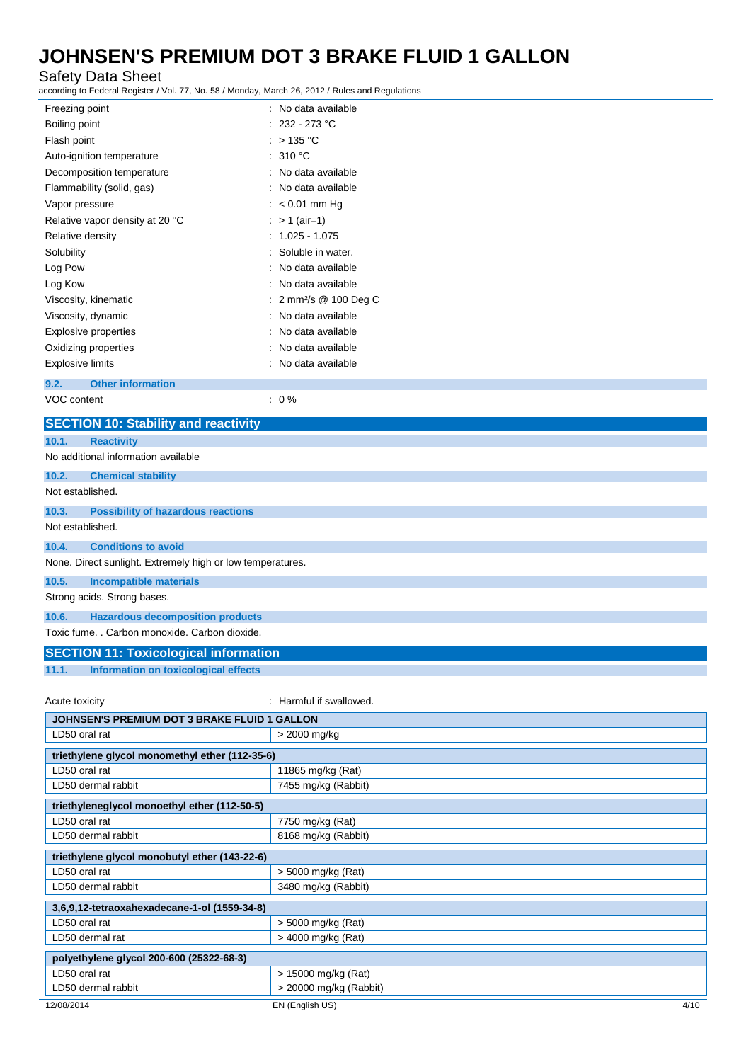| | |
|---|---|
| Freezing point | : No data available |
| Boiling point | : 232 - 273 °C |
| Flash point | : > 135 °C |
| Auto-ignition temperature | : 310 °C |
| Decomposition temperature | : No data available |
| Flammability (solid, gas) | : No data available |
| Vapor pressure | : < 0.01 mm Hg |
| Relative vapor density at 20 °C | : > 1 (air=1) |
| Relative density | : 1.025 - 1.075 |
| Solubility | : Soluble in water. |
| Log Pow | : No data available |
| Log Kow | : No data available |
| Viscosity, kinematic | : 2 mm²/s @ 100 Deg C |
| Viscosity, dynamic | : No data available |
| Explosive properties | : No data available |
| Oxidizing properties | : No data available |
| Explosive limits | : No data available |

### 9.2. Other information

VOC content : 0 %

## SECTION 10: Stability and reactivity

### 10.1. Reactivity

No additional information available

### 10.2. Chemical stability

Not established.

### 10.3. Possibility of hazardous reactions

Not established.

### 10.4. Conditions to avoid

None. Direct sunlight. Extremely high or low temperatures.

### 10.5. Incompatible materials

Strong acids. Strong bases.

### 10.6. Hazardous decomposition products

Toxic fume. . Carbon monoxide. Carbon dioxide.

## SECTION 11: Toxicological information

### 11.1. Information on toxicological effects

Acute toxicity : Harmful if swallowed.

| JOHNSEN'S PREMIUM DOT 3 BRAKE FLUID 1 GALLON | |
|---|---|
| LD50 oral rat | > 2000 mg/kg |

| triethylene glycol monomethyl ether (112-35-6) | |
|---|---|
| LD50 oral rat | 11865 mg/kg (Rat) |
| LD50 dermal rabbit | 7455 mg/kg (Rabbit) |

| triethyleneglycol monoethyl ether (112-50-5) | |
|---|---|
| LD50 oral rat | 7750 mg/kg (Rat) |
| LD50 dermal rabbit | 8168 mg/kg (Rabbit) |

| triethylene glycol monobutyl ether (143-22-6) | |
|---|---|
| LD50 oral rat | > 5000 mg/kg (Rat) |
| LD50 dermal rabbit | 3480 mg/kg (Rabbit) |

| 3,6,9,12-tetraoxahexadecane-1-ol (1559-34-8) | |
|---|---|
| LD50 oral rat | > 5000 mg/kg (Rat) |
| LD50 dermal rat | > 4000 mg/kg (Rat) |

| polyethylene glycol 200-600 (25322-68-3) | |
|---|---|
| LD50 oral rat | > 15000 mg/kg (Rat) |
| LD50 dermal rabbit | > 20000 mg/kg (Rabbit) |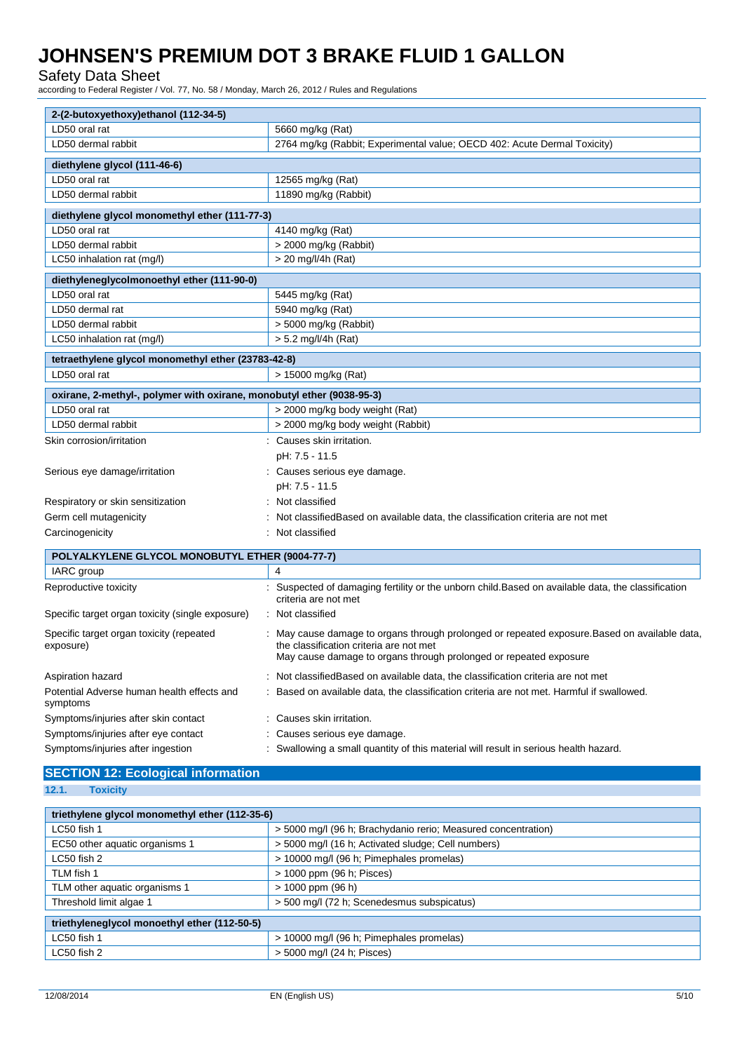| 2-(2-butoxyethoxy)ethanol (112-34-5) | |
|---|---|
| LD50 oral rat | 5660 mg/kg (Rat) |
| LD50 dermal rabbit | 2764 mg/kg (Rabbit; Experimental value; OECD 402: Acute Dermal Toxicity) |

| diethylene glycol (111-46-6) | |
|---|---|
| LD50 oral rat | 12565 mg/kg (Rat) |
| LD50 dermal rabbit | 11890 mg/kg (Rabbit) |

| diethylene glycol monomethyl ether (111-77-3) | |
|---|---|
| LD50 oral rat | 4140 mg/kg (Rat) |
| LD50 dermal rabbit | > 2000 mg/kg (Rabbit) |
| LC50 inhalation rat (mg/l) | > 20 mg/l/4h (Rat) |

| diethyleneglycolmonoethyl ether (111-90-0) | |
|---|---|
| LD50 oral rat | 5445 mg/kg (Rat) |
| LD50 dermal rat | 5940 mg/kg (Rat) |
| LD50 dermal rabbit | > 5000 mg/kg (Rabbit) |
| LC50 inhalation rat (mg/l) | > 5.2 mg/l/4h (Rat) |

| tetraethylene glycol monomethyl ether (23783-42-8) | |
|---|---|
| LD50 oral rat | > 15000 mg/kg (Rat) |

| oxirane, 2-methyl-, polymer with oxirane, monobutyl ether (9038-95-3) | |
|---|---|
| LD50 oral rat | > 2000 mg/kg body weight (Rat) |
| LD50 dermal rabbit | > 2000 mg/kg body weight (Rabbit) |

Skin corrosion/irritation : Causes skin irritation.
pH: 7.5 - 11.5

Serious eye damage/irritation : Causes serious eye damage.
pH: 7.5 - 11.5

Respiratory or skin sensitization : Not classified

Germ cell mutagenicity : Not classifiedBased on available data, the classification criteria are not met

Carcinogenicity : Not classified

| POLYALKYLENE GLYCOL MONOBUTYL ETHER (9004-77-7) | |
|---|---|
| IARC group | 4 |

Reproductive toxicity : Suspected of damaging fertility or the unborn child.Based on available data, the classification criteria are not met

Specific target organ toxicity (single exposure) : Not classified

Specific target organ toxicity (repeated exposure) : May cause damage to organs through prolonged or repeated exposure.Based on available data, the classification criteria are not met
May cause damage to organs through prolonged or repeated exposure

Aspiration hazard : Not classifiedBased on available data, the classification criteria are not met

Potential Adverse human health effects and symptoms : Based on available data, the classification criteria are not met. Harmful if swallowed.

Symptoms/injuries after skin contact : Causes skin irritation.

Symptoms/injuries after eye contact : Causes serious eye damage.

Symptoms/injuries after ingestion : Swallowing a small quantity of this material will result in serious health hazard.

## SECTION 12: Ecological information

### 12.1. Toxicity

| triethylene glycol monomethyl ether (112-35-6) | |
|---|---|
| LC50 fish 1 | > 5000 mg/l (96 h; Brachydanio rerio; Measured concentration) |
| EC50 other aquatic organisms 1 | > 5000 mg/l (16 h; Activated sludge; Cell numbers) |
| LC50 fish 2 | > 10000 mg/l (96 h; Pimephales promelas) |
| TLM fish 1 | > 1000 ppm (96 h; Pisces) |
| TLM other aquatic organisms 1 | > 1000 ppm (96 h) |
| Threshold limit algae 1 | > 500 mg/l (72 h; Scenedesmus subspicatus) |

| triethyleneglycol monoethyl ether (112-50-5) | |
|---|---|
| LC50 fish 1 | > 10000 mg/l (96 h; Pimephales promelas) |
| LC50 fish 2 | > 5000 mg/l (24 h; Pisces) |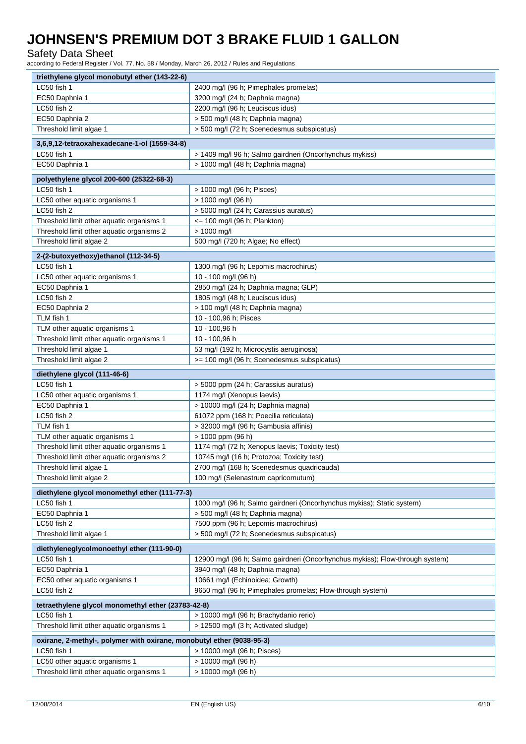| triethylene glycol monobutyl ether (143-22-6) | |
|---|---|
| LC50 fish 1 | 2400 mg/l (96 h; Pimephales promelas) |
| EC50 Daphnia 1 | 3200 mg/l (24 h; Daphnia magna) |
| LC50 fish 2 | 2200 mg/l (96 h; Leuciscus idus) |
| EC50 Daphnia 2 | > 500 mg/l (48 h; Daphnia magna) |
| Threshold limit algae 1 | > 500 mg/l (72 h; Scenedesmus subspicatus) |

| 3,6,9,12-tetraoxahexadecane-1-ol (1559-34-8) | |
|---|---|
| LC50 fish 1 | > 1409 mg/l 96 h; Salmo gairdneri (Oncorhynchus mykiss) |
| EC50 Daphnia 1 | > 1000 mg/l (48 h; Daphnia magna) |

| polyethylene glycol 200-600 (25322-68-3) | |
|---|---|
| LC50 fish 1 | > 1000 mg/l (96 h; Pisces) |
| LC50 other aquatic organisms 1 | > 1000 mg/l (96 h) |
| LC50 fish 2 | > 5000 mg/l (24 h; Carassius auratus) |
| Threshold limit other aquatic organisms 1 | <= 100 mg/l (96 h; Plankton) |
| Threshold limit other aquatic organisms 2 | > 1000 mg/l |
| Threshold limit algae 2 | 500 mg/l (720 h; Algae; No effect) |

| 2-(2-butoxyethoxy)ethanol (112-34-5) | |
|---|---|
| LC50 fish 1 | 1300 mg/l (96 h; Lepomis macrochirus) |
| LC50 other aquatic organisms 1 | 10 - 100 mg/l (96 h) |
| EC50 Daphnia 1 | 2850 mg/l (24 h; Daphnia magna; GLP) |
| LC50 fish 2 | 1805 mg/l (48 h; Leuciscus idus) |
| EC50 Daphnia 2 | > 100 mg/l (48 h; Daphnia magna) |
| TLM fish 1 | 10 - 100,96 h; Pisces |
| TLM other aquatic organisms 1 | 10 - 100,96 h |
| Threshold limit other aquatic organisms 1 | 10 - 100,96 h |
| Threshold limit algae 1 | 53 mg/l (192 h; Microcystis aeruginosa) |
| Threshold limit algae 2 | >= 100 mg/l (96 h; Scenedesmus subspicatus) |

| diethylene glycol (111-46-6) | |
|---|---|
| LC50 fish 1 | > 5000 ppm (24 h; Carassius auratus) |
| LC50 other aquatic organisms 1 | 1174 mg/l (Xenopus laevis) |
| EC50 Daphnia 1 | > 10000 mg/l (24 h; Daphnia magna) |
| LC50 fish 2 | 61072 ppm (168 h; Poecilia reticulata) |
| TLM fish 1 | > 32000 mg/l (96 h; Gambusia affinis) |
| TLM other aquatic organisms 1 | > 1000 ppm (96 h) |
| Threshold limit other aquatic organisms 1 | 1174 mg/l (72 h; Xenopus laevis; Toxicity test) |
| Threshold limit other aquatic organisms 2 | 10745 mg/l (16 h; Protozoa; Toxicity test) |
| Threshold limit algae 1 | 2700 mg/l (168 h; Scenedesmus quadricauda) |
| Threshold limit algae 2 | 100 mg/l (Selenastrum capricornutum) |

| diethylene glycol monomethyl ether (111-77-3) | |
|---|---|
| LC50 fish 1 | 1000 mg/l (96 h; Salmo gairdneri (Oncorhynchus mykiss); Static system) |
| EC50 Daphnia 1 | > 500 mg/l (48 h; Daphnia magna) |
| LC50 fish 2 | 7500 ppm (96 h; Lepomis macrochirus) |
| Threshold limit algae 1 | > 500 mg/l (72 h; Scenedesmus subspicatus) |

| diethyleneglycolmonoethyl ether (111-90-0) | |
|---|---|
| LC50 fish 1 | 12900 mg/l (96 h; Salmo gairdneri (Oncorhynchus mykiss); Flow-through system) |
| EC50 Daphnia 1 | 3940 mg/l (48 h; Daphnia magna) |
| EC50 other aquatic organisms 1 | 10661 mg/l (Echinoidea; Growth) |
| LC50 fish 2 | 9650 mg/l (96 h; Pimephales promelas; Flow-through system) |

| tetraethylene glycol monomethyl ether (23783-42-8) | |
|---|---|
| LC50 fish 1 | > 10000 mg/l (96 h; Brachydanio rerio) |
| Threshold limit other aquatic organisms 1 | > 12500 mg/l (3 h; Activated sludge) |

| oxirane, 2-methyl-, polymer with oxirane, monobutyl ether (9038-95-3) | |
|---|---|
| LC50 fish 1 | > 10000 mg/l (96 h; Pisces) |
| LC50 other aquatic organisms 1 | > 10000 mg/l (96 h) |
| Threshold limit other aquatic organisms 1 | > 10000 mg/l (96 h) |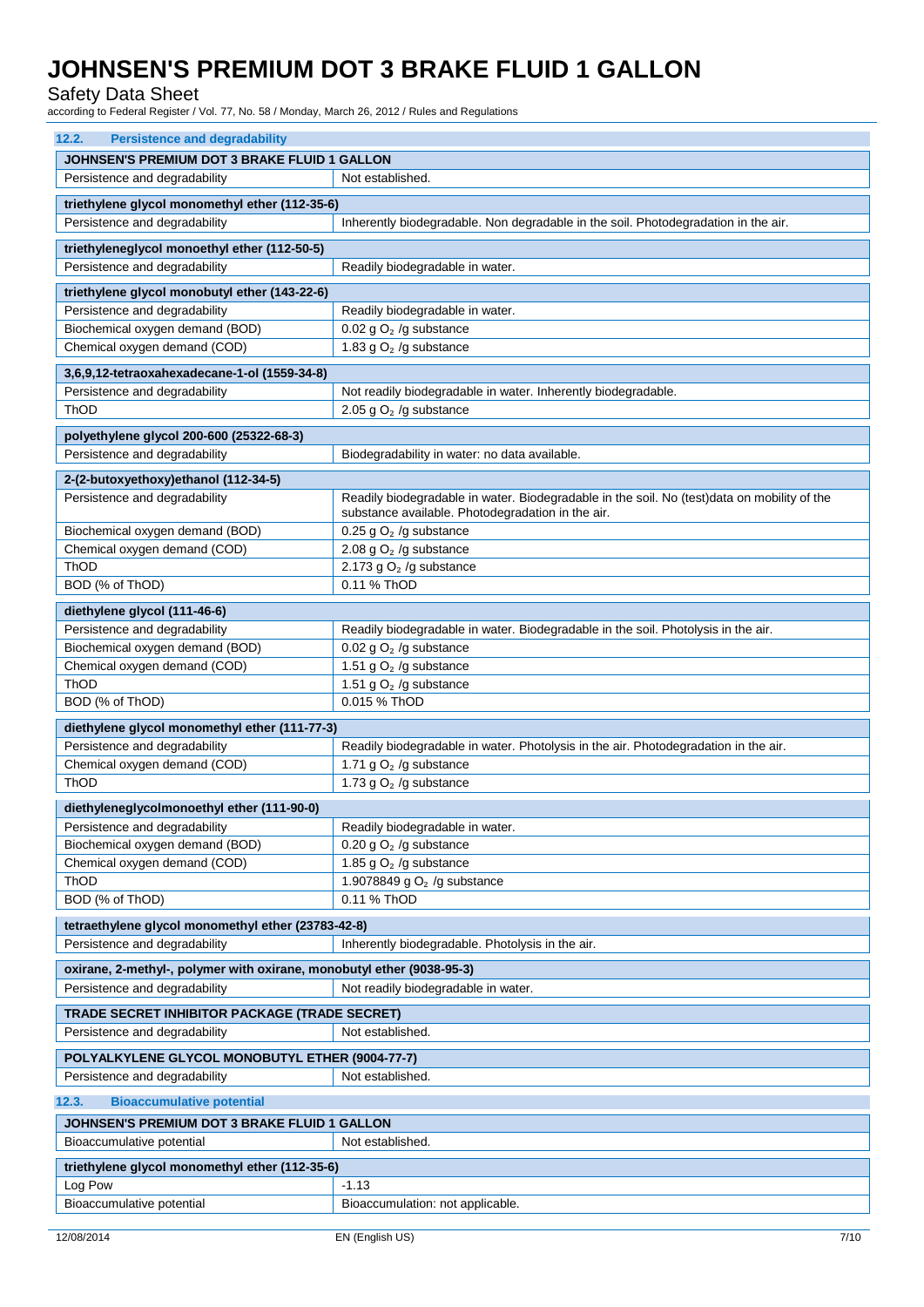### 12.2. Persistence and degradability

| JOHNSEN'S PREMIUM DOT 3 BRAKE FLUID 1 GALLON | |
|---|---|
| Persistence and degradability | Not established. |

| triethylene glycol monomethyl ether (112-35-6) | |
|---|---|
| Persistence and degradability | Inherently biodegradable. Non degradable in the soil. Photodegradation in the air. |

| triethyleneglycol monoethyl ether (112-50-5) | |
|---|---|
| Persistence and degradability | Readily biodegradable in water. |

| triethylene glycol monobutyl ether (143-22-6) | |
|---|---|
| Persistence and degradability | Readily biodegradable in water. |
| Biochemical oxygen demand (BOD) | 0.02 g $O_2$ /g substance |
| Chemical oxygen demand (COD) | 1.83 g $O_2$ /g substance |

| 3,6,9,12-tetraoxahexadecane-1-ol (1559-34-8) | |
|---|---|
| Persistence and degradability | Not readily biodegradable in water. Inherently biodegradable. |
| ThOD | 2.05 g $O_2$ /g substance |

| polyethylene glycol 200-600 (25322-68-3) | |
|---|---|
| Persistence and degradability | Biodegradability in water: no data available. |

| 2-(2-butoxyethoxy)ethanol (112-34-5) | |
|---|---|
| Persistence and degradability | Readily biodegradable in water. Biodegradable in the soil. No (test)data on mobility of the substance available. Photodegradation in the air. |
| Biochemical oxygen demand (BOD) | 0.25 g $O_2$ /g substance |
| Chemical oxygen demand (COD) | 2.08 g $O_2$ /g substance |
| ThOD | 2.173 g $O_2$ /g substance |
| BOD (% of ThOD) | 0.11 % ThOD |

| diethylene glycol (111-46-6) | |
|---|---|
| Persistence and degradability | Readily biodegradable in water. Biodegradable in the soil. Photolysis in the air. |
| Biochemical oxygen demand (BOD) | 0.02 g $O_2$ /g substance |
| Chemical oxygen demand (COD) | 1.51 g $O_2$ /g substance |
| ThOD | 1.51 g $O_2$ /g substance |
| BOD (% of ThOD) | 0.015 % ThOD |

| diethylene glycol monomethyl ether (111-77-3) | |
|---|---|
| Persistence and degradability | Readily biodegradable in water. Photolysis in the air. Photodegradation in the air. |
| Chemical oxygen demand (COD) | 1.71 g $O_2$ /g substance |
| ThOD | 1.73 g $O_2$ /g substance |

| diethyleneglycolmonoethyl ether (111-90-0) | |
|---|---|
| Persistence and degradability | Readily biodegradable in water. |
| Biochemical oxygen demand (BOD) | 0.20 g $O_2$ /g substance |
| Chemical oxygen demand (COD) | 1.85 g $O_2$ /g substance |
| ThOD | 1.9078849 g $O_2$ /g substance |
| BOD (% of ThOD) | 0.11 % ThOD |

| tetraethylene glycol monomethyl ether (23783-42-8) | |
|---|---|
| Persistence and degradability | Inherently biodegradable. Photolysis in the air. |

| oxirane, 2-methyl-, polymer with oxirane, monobutyl ether (9038-95-3) | |
|---|---|
| Persistence and degradability | Not readily biodegradable in water. |

| TRADE SECRET INHIBITOR PACKAGE (TRADE SECRET) | |
|---|---|
| Persistence and degradability | Not established. |

| POLYALKYLENE GLYCOL MONOBUTYL ETHER (9004-77-7) | |
|---|---|
| Persistence and degradability | Not established. |

### 12.3. Bioaccumulative potential

| JOHNSEN'S PREMIUM DOT 3 BRAKE FLUID 1 GALLON | |
|---|---|
| Bioaccumulative potential | Not established. |

| triethylene glycol monomethyl ether (112-35-6) | |
|---|---|
| Log Pow | -1.13 |
| Bioaccumulative potential | Bioaccumulation: not applicable. |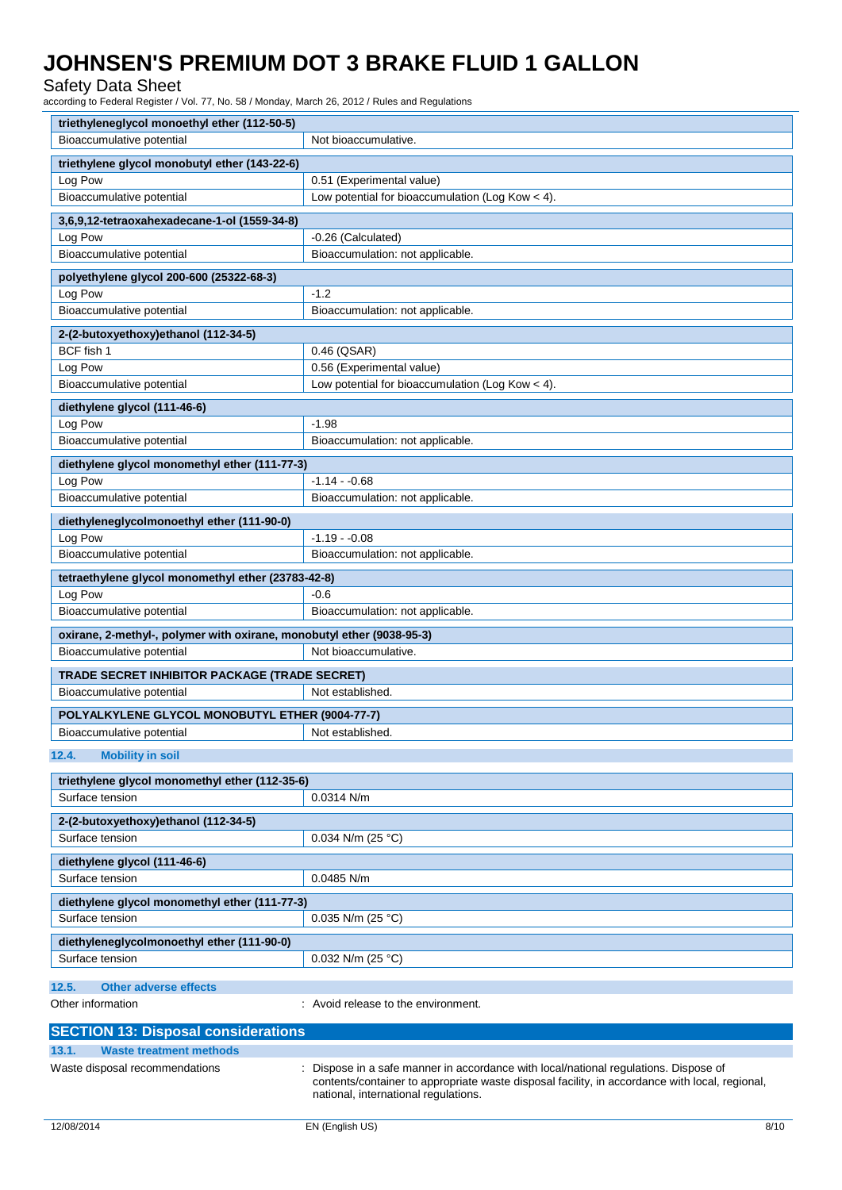| triethyleneglycol monoethyl ether (112-50-5) | |
|---|---|
| Bioaccumulative potential | Not bioaccumulative. |

| triethylene glycol monobutyl ether (143-22-6) | |
|---|---|
| Log Pow | 0.51 (Experimental value) |
| Bioaccumulative potential | Low potential for bioaccumulation (Log Kow < 4). |

| 3,6,9,12-tetraoxahexadecane-1-ol (1559-34-8) | |
|---|---|
| Log Pow | -0.26 (Calculated) |
| Bioaccumulative potential | Bioaccumulation: not applicable. |

| polyethylene glycol 200-600 (25322-68-3) | |
|---|---|
| Log Pow | -1.2 |
| Bioaccumulative potential | Bioaccumulation: not applicable. |

| 2-(2-butoxyethoxy)ethanol (112-34-5) | |
|---|---|
| BCF fish 1 | 0.46 (QSAR) |
| Log Pow | 0.56 (Experimental value) |
| Bioaccumulative potential | Low potential for bioaccumulation (Log Kow < 4). |

| diethylene glycol (111-46-6) | |
|---|---|
| Log Pow | -1.98 |
| Bioaccumulative potential | Bioaccumulation: not applicable. |

| diethylene glycol monomethyl ether (111-77-3) | |
|---|---|
| Log Pow | -1.14 - -0.68 |
| Bioaccumulative potential | Bioaccumulation: not applicable. |

| diethyleneglycolmonoethyl ether (111-90-0) | |
|---|---|
| Log Pow | -1.19 - -0.08 |
| Bioaccumulative potential | Bioaccumulation: not applicable. |

| tetraethylene glycol monomethyl ether (23783-42-8) | |
|---|---|
| Log Pow | -0.6 |
| Bioaccumulative potential | Bioaccumulation: not applicable. |

| oxirane, 2-methyl-, polymer with oxirane, monobutyl ether (9038-95-3) | |
|---|---|
| Bioaccumulative potential | Not bioaccumulative. |

| TRADE SECRET INHIBITOR PACKAGE (TRADE SECRET) | |
|---|---|
| Bioaccumulative potential | Not established. |

| POLYALKYLENE GLYCOL MONOBUTYL ETHER (9004-77-7) | |
|---|---|
| Bioaccumulative potential | Not established. |

### 12.4. Mobility in soil

| triethylene glycol monomethyl ether (112-35-6) | |
|---|---|
| Surface tension | 0.0314 N/m |

| 2-(2-butoxyethoxy)ethanol (112-34-5) | |
|---|---|
| Surface tension | 0.034 N/m (25 °C) |

| diethylene glycol (111-46-6) | |
|---|---|
| Surface tension | 0.0485 N/m |

| diethylene glycol monomethyl ether (111-77-3) | |
|---|---|
| Surface tension | 0.035 N/m (25 °C) |

| diethyleneglycolmonoethyl ether (111-90-0) | |
|---|---|
| Surface tension | 0.032 N/m (25 °C) |

### 12.5. Other adverse effects

Other information : Avoid release to the environment.

## SECTION 13: Disposal considerations

### 13.1. Waste treatment methods

Waste disposal recommendations : Dispose in a safe manner in accordance with local/national regulations. Dispose of contents/container to appropriate waste disposal facility, in accordance with local, regional, national, international regulations.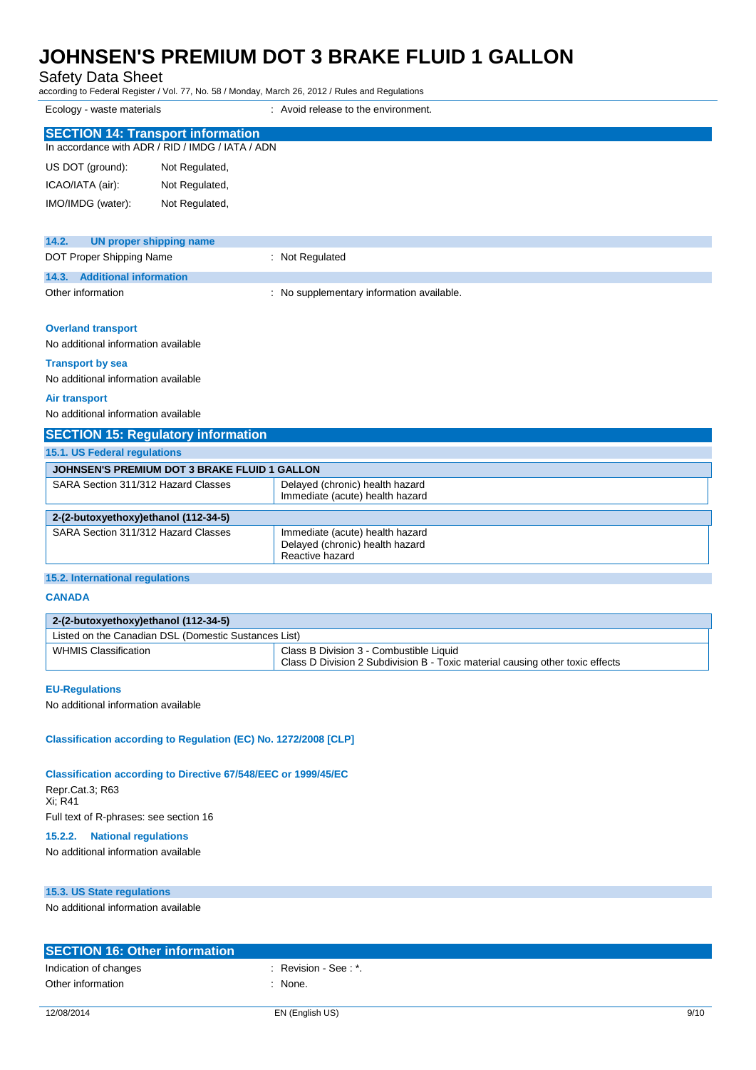| Ecology - waste materials | : Avoid release to the environment. |
|---|---|

## SECTION 14: Transport information

In accordance with ADR / RID / IMDG / IATA / ADN

| | |
|---|---|
| US DOT (ground): | Not Regulated, |
| ICAO/IATA (air): | Not Regulated, |
| IMO/IMDG (water): | Not Regulated, |

### 14.2. UN proper shipping name

| DOT Proper Shipping Name | : Not Regulated |
|---|---|

### 14.3. Additional information

| Other information | : No supplementary information available. |
|---|---|

**Overland transport**

No additional information available

**Transport by sea**

No additional information available

**Air transport**

No additional information available

## SECTION 15: Regulatory information

### 15.1. US Federal regulations

| JOHNSEN'S PREMIUM DOT 3 BRAKE FLUID 1 GALLON | |
|---|---|
| SARA Section 311/312 Hazard Classes | Delayed (chronic) health hazard<br>Immediate (acute) health hazard |

| 2-(2-butoxyethoxy)ethanol (112-34-5) | |
|---|---|
| SARA Section 311/312 Hazard Classes | Immediate (acute) health hazard<br>Delayed (chronic) health hazard<br>Reactive hazard |

### 15.2. International regulations

**CANADA**

| 2-(2-butoxyethoxy)ethanol (112-34-5) | |
|---|---|
| Listed on the Canadian DSL (Domestic Substances List) | |
| WHMIS Classification | Class B Division 3 - Combustible Liquid<br>Class D Division 2 Subdivision B - Toxic material causing other toxic effects |

**EU-Regulations**

No additional information available

**Classification according to Regulation (EC) No. 1272/2008 [CLP]**

**Classification according to Directive 67/548/EEC or 1999/45/EC**

Repr.Cat.3; R63
Xi; R41

Full text of R-phrases: see section 16

### 15.2.2. National regulations

No additional information available

### 15.3. US State regulations

No additional information available

## SECTION 16: Other information

| | |
|---|---|
| Indication of changes | : Revision - See : *. |
| Other information | : None. |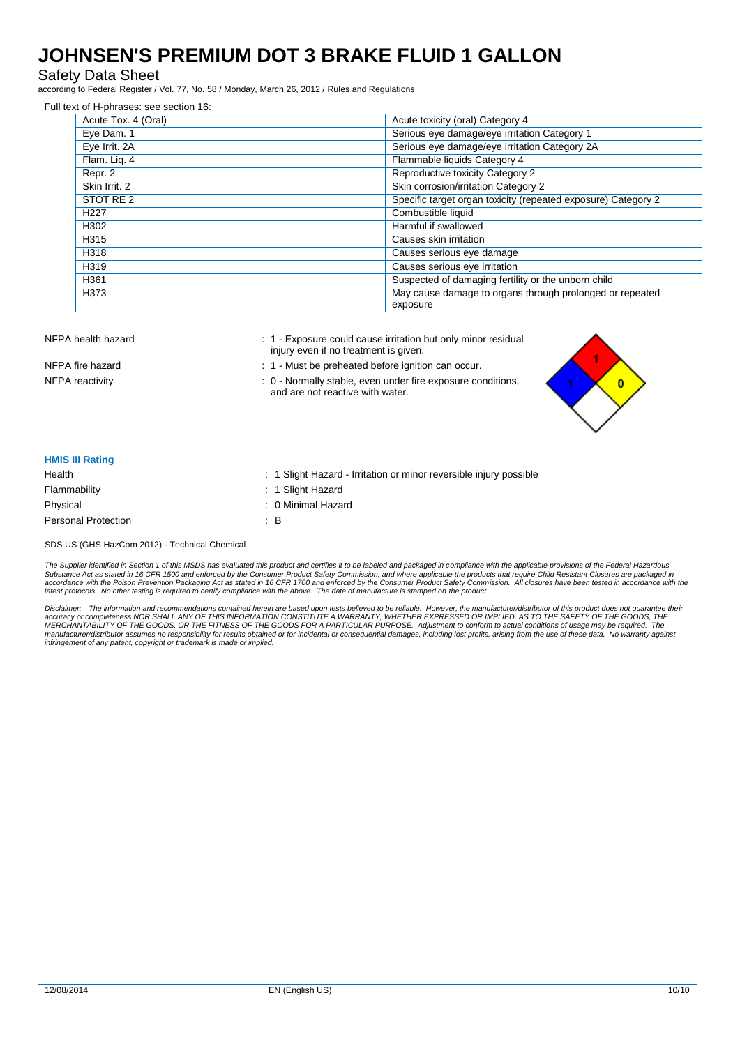Full text of H-phrases: see section 16:

| | |
|---|---|
| Acute Tox. 4 (Oral) | Acute toxicity (oral) Category 4 |
| Eye Dam. 1 | Serious eye damage/eye irritation Category 1 |
| Eye Irrit. 2A | Serious eye damage/eye irritation Category 2A |
| Flam. Liq. 4 | Flammable liquids Category 4 |
| Repr. 2 | Reproductive toxicity Category 2 |
| Skin Irrit. 2 | Skin corrosion/irritation Category 2 |
| STOT RE 2 | Specific target organ toxicity (repeated exposure) Category 2 |
| H227 | Combustible liquid |
| H302 | Harmful if swallowed |
| H315 | Causes skin irritation |
| H318 | Causes serious eye damage |
| H319 | Causes serious eye irritation |
| H361 | Suspected of damaging fertility or the unborn child |
| H373 | May cause damage to organs through prolonged or repeated exposure |

NFPA health hazard : 1 - Exposure could cause irritation but only minor residual injury even if no treatment is given.

NFPA fire hazard : 1 - Must be preheated before ignition can occur.

NFPA reactivity : 0 - Normally stable, even under fire exposure conditions, and are not reactive with water.

1
1 0

### HMIS III Rating

Health : 1 Slight Hazard - Irritation or minor reversible injury possible

Flammability : 1 Slight Hazard

Physical : 0 Minimal Hazard

Personal Protection : B

SDS US (GHS HazCom 2012) - Technical Chemical

*The Supplier identified in Section 1 of this MSDS has evaluated this product and certifies it to be labeled and packaged in compliance with the applicable provisions of the Federal Hazardous Substance Act as stated in 16 CFR 1500 and enforced by the Consumer Product Safety Commission, and where applicable the products that require Child Resistant Closures are packaged in accordance with the Poison Prevention Packaging Act as stated in 16 CFR 1700 and enforced by the Consumer Product Safety Commission. All closures have been tested in accordance with the latest protocols. No other testing is required to certify compliance with the above. The date of manufacture is stamped on the product*

*Disclaimer: The information and recommendations contained herein are based upon tests believed to be reliable. However, the manufacturer/distributor of this product does not guarantee their accuracy or completeness NOR SHALL ANY OF THIS INFORMATION CONSTITUTE A WARRANTY, WHETHER EXPRESSED OR IMPLIED, AS TO THE SAFETY OF THE GOODS, THE MERCHANTABILITY OF THE GOODS, OR THE FITNESS OF THE GOODS FOR A PARTICULAR PURPOSE. Adjustment to conform to actual conditions of usage may be required. The manufacturer/distributor assumes no responsibility for results obtained or for incidental or consequential damages, including lost profits, arising from the use of these data. No warranty against infringement of any patent, copyright or trademark is made or implied.*